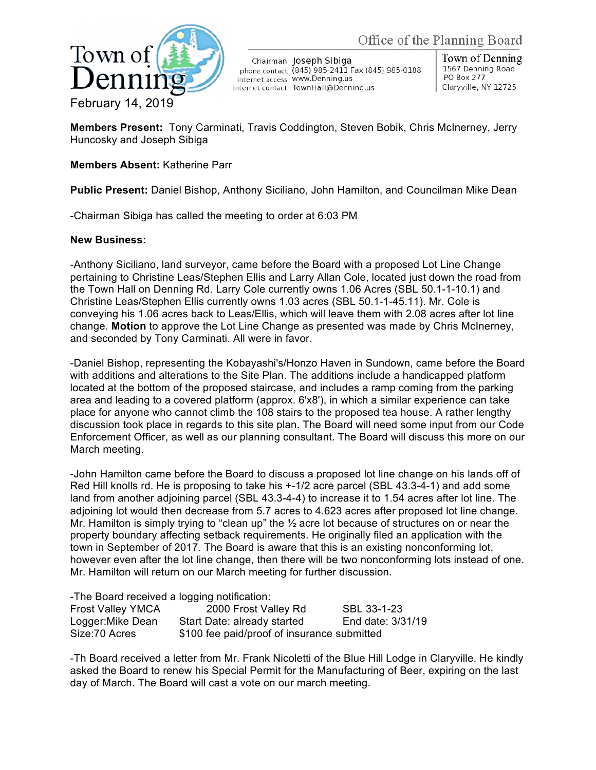Town of Denning

Office of the Planning Board

Chairman Joseph Sibiga
phone contact (845) 985-2411 Fax (845) 985-0188
internet access www.Denning.us
internet contact TownHall@Denning.us

Town of Denning
1567 Denning Road
PO Box 277
Claryville, NY 12725

February 14, 2019

**Members Present:** Tony Carminati, Travis Coddington, Steven Bobik, Chris McInerney, Jerry Huncosky and Joseph Sibiga

**Members Absent:** Katherine Parr

**Public Present:** Daniel Bishop, Anthony Siciliano, John Hamilton, and Councilman Mike Dean

-Chairman Sibiga has called the meeting to order at 6:03 PM

**New Business:**

-Anthony Siciliano, land surveyor, came before the Board with a proposed Lot Line Change pertaining to Christine Leas/Stephen Ellis and Larry Allan Cole, located just down the road from the Town Hall on Denning Rd. Larry Cole currently owns 1.06 Acres (SBL 50.1-1-10.1) and Christine Leas/Stephen Ellis currently owns 1.03 acres (SBL 50.1-1-45.11). Mr. Cole is conveying his 1.06 acres back to Leas/Ellis, which will leave them with 2.08 acres after lot line change. **Motion** to approve the Lot Line Change as presented was made by Chris McInerney, and seconded by Tony Carminati. All were in favor.

-Daniel Bishop, representing the Kobayashi's/Honzo Haven in Sundown, came before the Board with additions and alterations to the Site Plan. The additions include a handicapped platform located at the bottom of the proposed staircase, and includes a ramp coming from the parking area and leading to a covered platform (approx. 6'x8'), in which a similar experience can take place for anyone who cannot climb the 108 stairs to the proposed tea house. A rather lengthy discussion took place in regards to this site plan. The Board will need some input from our Code Enforcement Officer, as well as our planning consultant. The Board will discuss this more on our March meeting.

-John Hamilton came before the Board to discuss a proposed lot line change on his lands off of Red Hill knolls rd. He is proposing to take his +-1/2 acre parcel (SBL 43.3-4-1) and add some land from another adjoining parcel (SBL 43.3-4-4) to increase it to 1.54 acres after lot line. The adjoining lot would then decrease from 5.7 acres to 4.623 acres after proposed lot line change. Mr. Hamilton is simply trying to "clean up" the ½ acre lot because of structures on or near the property boundary affecting setback requirements. He originally filed an application with the town in September of 2017. The Board is aware that this is an existing nonconforming lot, however even after the lot line change, then there will be two nonconforming lots instead of one. Mr. Hamilton will return on our March meeting for further discussion.

-The Board received a logging notification:

| Frost Valley YMCA | 2000 Frost Valley Rd | SBL 33-1-23 |
|---|---|---|
| Logger:Mike Dean | Start Date: already started | End date: 3/31/19 |
| Size:70 Acres | $100 fee paid/proof of insurance submitted | |

-Th Board received a letter from Mr. Frank Nicoletti of the Blue Hill Lodge in Claryville. He kindly asked the Board to renew his Special Permit for the Manufacturing of Beer, expiring on the last day of March. The Board will cast a vote on our march meeting.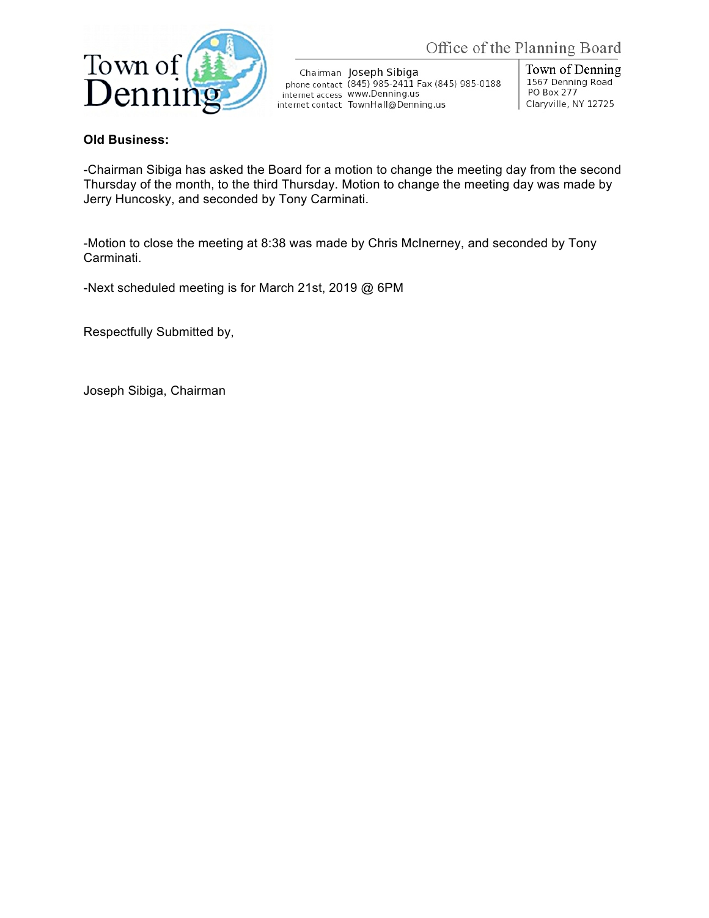Office of the Planning Board

Town of Denning

Chairman Joseph Sibiga
phone contact (845) 985-2411 Fax (845) 985-0188
internet access www.Denning.us
internet contact TownHall@Denning.us

Town of Denning
1567 Denning Road
PO Box 277
Claryville, NY 12725

**Old Business:**

-Chairman Sibiga has asked the Board for a motion to change the meeting day from the second Thursday of the month, to the third Thursday. Motion to change the meeting day was made by Jerry Huncosky, and seconded by Tony Carminati.

-Motion to close the meeting at 8:38 was made by Chris McInerney, and seconded by Tony Carminati.

-Next scheduled meeting is for March 21st, 2019 @ 6PM

Respectfully Submitted by,

Joseph Sibiga, Chairman